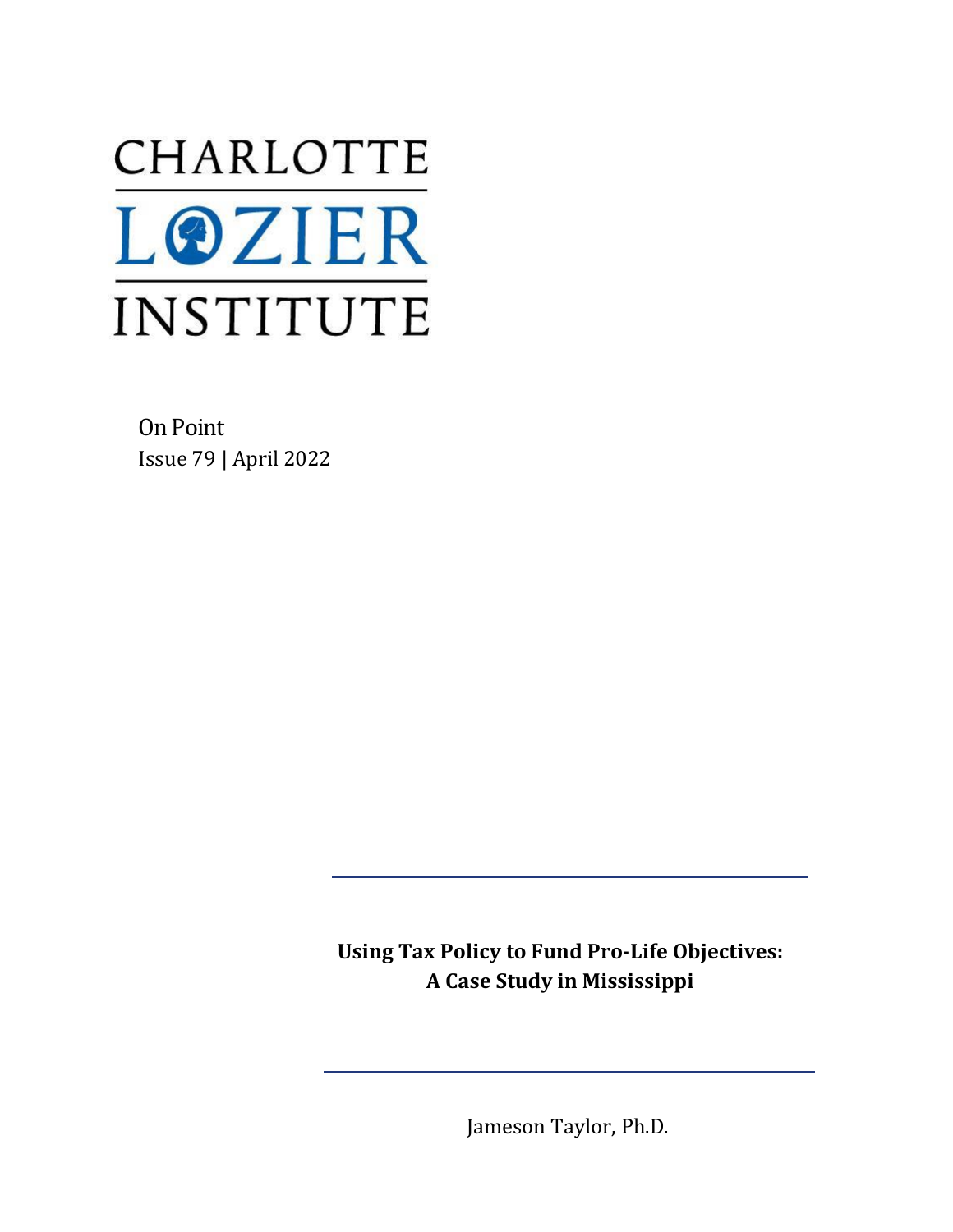CHARLOTTE LOZIER INSTITUTE

On Point
Issue 79 | April 2022

# Using Tax Policy to Fund Pro-Life Objectives: A Case Study in Mississippi

Jameson Taylor, Ph.D.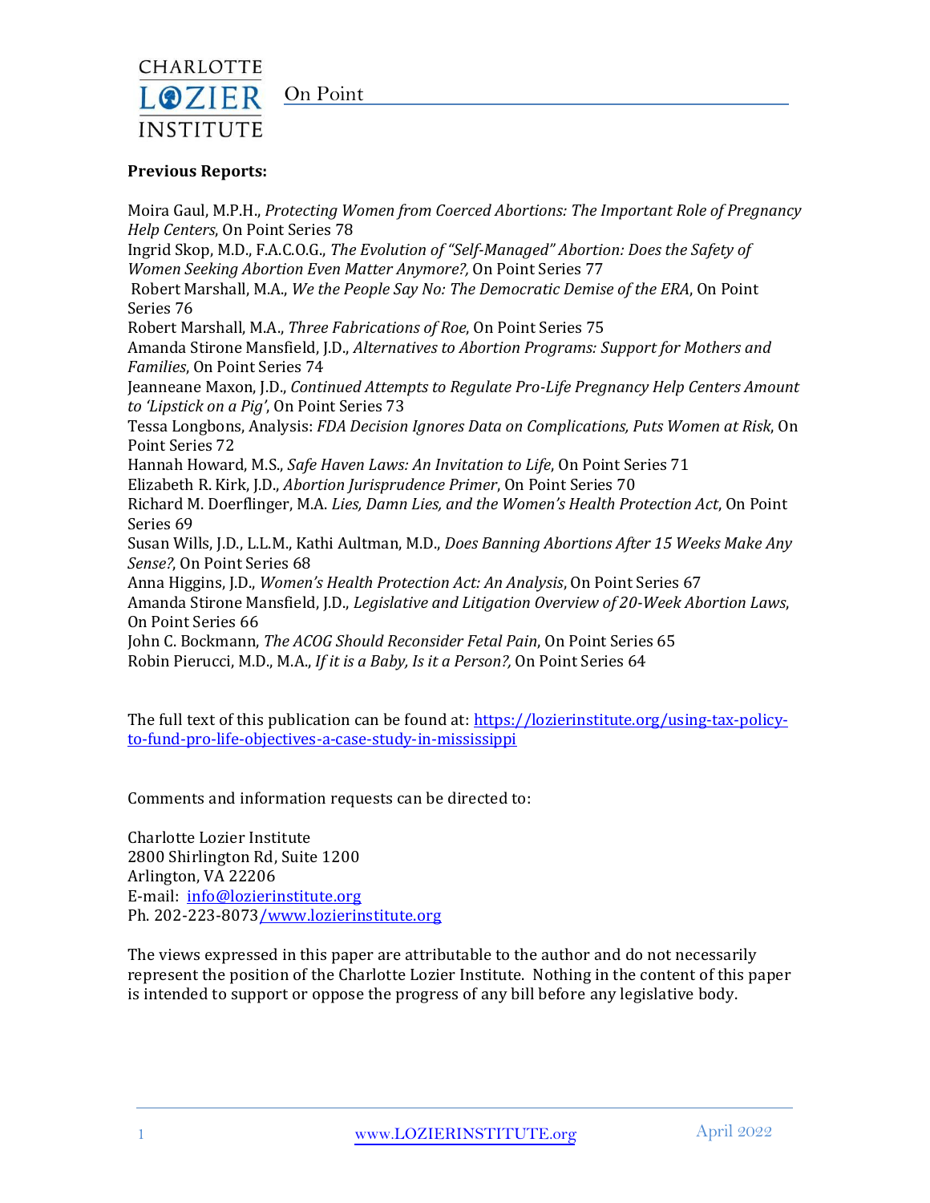**Previous Reports:**

Moira Gaul, M.P.H., *Protecting Women from Coerced Abortions: The Important Role of Pregnancy Help Centers*, On Point Series 78
Ingrid Skop, M.D., F.A.C.O.G., *The Evolution of "Self-Managed" Abortion: Does the Safety of Women Seeking Abortion Even Matter Anymore?,* On Point Series 77
Robert Marshall, M.A., *We the People Say No: The Democratic Demise of the ERA*, On Point Series 76
Robert Marshall, M.A., *Three Fabrications of Roe*, On Point Series 75
Amanda Stirone Mansfield, J.D., *Alternatives to Abortion Programs: Support for Mothers and Families*, On Point Series 74
Jeanneane Maxon, J.D., *Continued Attempts to Regulate Pro-Life Pregnancy Help Centers Amount to 'Lipstick on a Pig'*, On Point Series 73
Tessa Longbons, Analysis: *FDA Decision Ignores Data on Complications, Puts Women at Risk*, On Point Series 72
Hannah Howard, M.S., *Safe Haven Laws: An Invitation to Life*, On Point Series 71
Elizabeth R. Kirk, J.D., *Abortion Jurisprudence Primer*, On Point Series 70
Richard M. Doerflinger, M.A. *Lies, Damn Lies, and the Women's Health Protection Act*, On Point Series 69
Susan Wills, J.D., L.L.M., Kathi Aultman, M.D., *Does Banning Abortions After 15 Weeks Make Any Sense?*, On Point Series 68
Anna Higgins, J.D., *Women's Health Protection Act: An Analysis*, On Point Series 67
Amanda Stirone Mansfield, J.D., *Legislative and Litigation Overview of 20-Week Abortion Laws*, On Point Series 66
John C. Bockmann, *The ACOG Should Reconsider Fetal Pain*, On Point Series 65
Robin Pierucci, M.D., M.A., *If it is a Baby, Is it a Person?,* On Point Series 64

The full text of this publication can be found at: https://lozierinstitute.org/using-tax-policy-to-fund-pro-life-objectives-a-case-study-in-mississippi

Comments and information requests can be directed to:

Charlotte Lozier Institute
2800 Shirlington Rd, Suite 1200
Arlington, VA 22206
E-mail: info@lozierinstitute.org
Ph. 202-223-8073/www.lozierinstitute.org

The views expressed in this paper are attributable to the author and do not necessarily represent the position of the Charlotte Lozier Institute. Nothing in the content of this paper is intended to support or oppose the progress of any bill before any legislative body.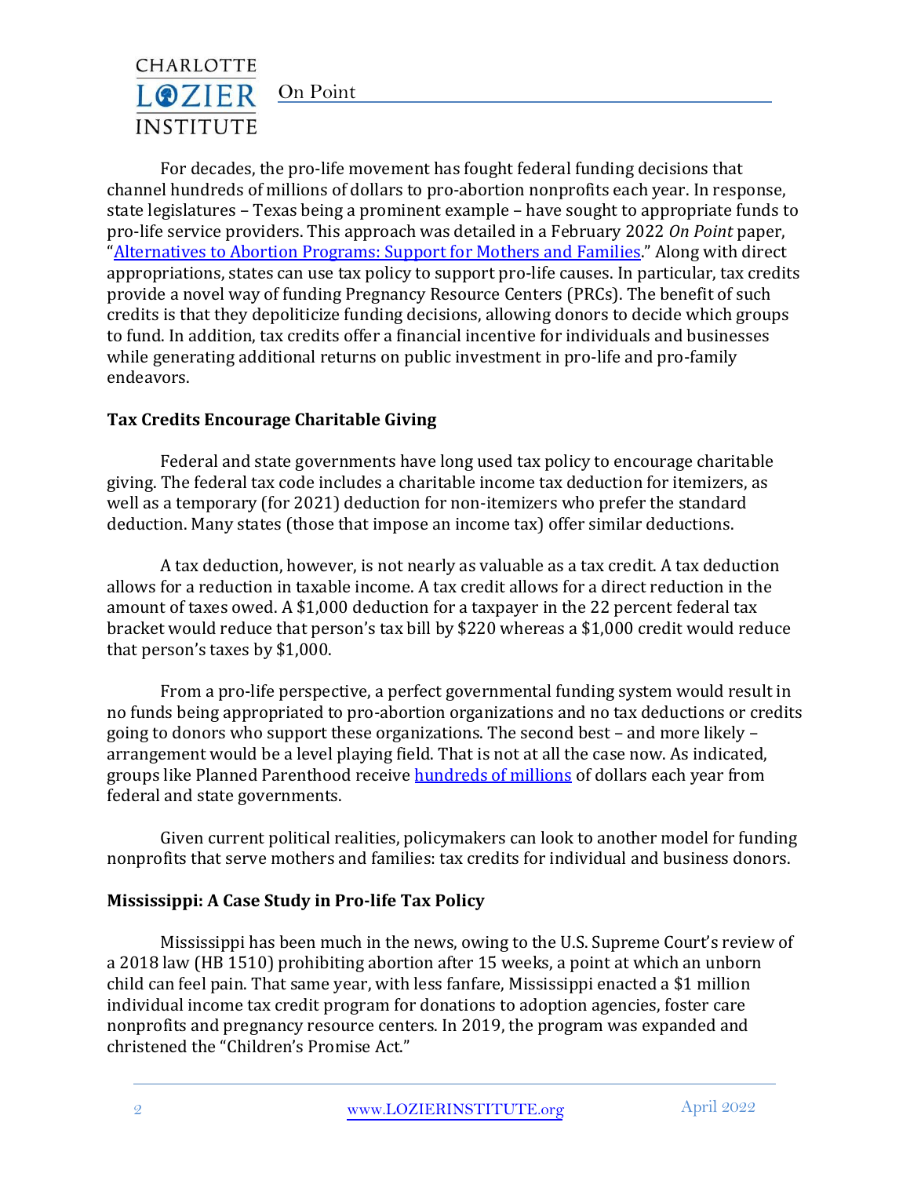For decades, the pro-life movement has fought federal funding decisions that channel hundreds of millions of dollars to pro-abortion nonprofits each year. In response, state legislatures – Texas being a prominent example – have sought to appropriate funds to pro-life service providers. This approach was detailed in a February 2022 *On Point* paper, "Alternatives to Abortion Programs: Support for Mothers and Families." Along with direct appropriations, states can use tax policy to support pro-life causes. In particular, tax credits provide a novel way of funding Pregnancy Resource Centers (PRCs). The benefit of such credits is that they depoliticize funding decisions, allowing donors to decide which groups to fund. In addition, tax credits offer a financial incentive for individuals and businesses while generating additional returns on public investment in pro-life and pro-family endeavors.

**Tax Credits Encourage Charitable Giving**

Federal and state governments have long used tax policy to encourage charitable giving. The federal tax code includes a charitable income tax deduction for itemizers, as well as a temporary (for 2021) deduction for non-itemizers who prefer the standard deduction. Many states (those that impose an income tax) offer similar deductions.

A tax deduction, however, is not nearly as valuable as a tax credit. A tax deduction allows for a reduction in taxable income. A tax credit allows for a direct reduction in the amount of taxes owed. A $1,000 deduction for a taxpayer in the 22 percent federal tax bracket would reduce that person's tax bill by $220 whereas a $1,000 credit would reduce that person's taxes by $1,000.

From a pro-life perspective, a perfect governmental funding system would result in no funds being appropriated to pro-abortion organizations and no tax deductions or credits going to donors who support these organizations. The second best – and more likely – arrangement would be a level playing field. That is not at all the case now. As indicated, groups like Planned Parenthood receive hundreds of millions of dollars each year from federal and state governments.

Given current political realities, policymakers can look to another model for funding nonprofits that serve mothers and families: tax credits for individual and business donors.

**Mississippi: A Case Study in Pro-life Tax Policy**

Mississippi has been much in the news, owing to the U.S. Supreme Court's review of a 2018 law (HB 1510) prohibiting abortion after 15 weeks, a point at which an unborn child can feel pain. That same year, with less fanfare, Mississippi enacted a $1 million individual income tax credit program for donations to adoption agencies, foster care nonprofits and pregnancy resource centers. In 2019, the program was expanded and christened the "Children's Promise Act."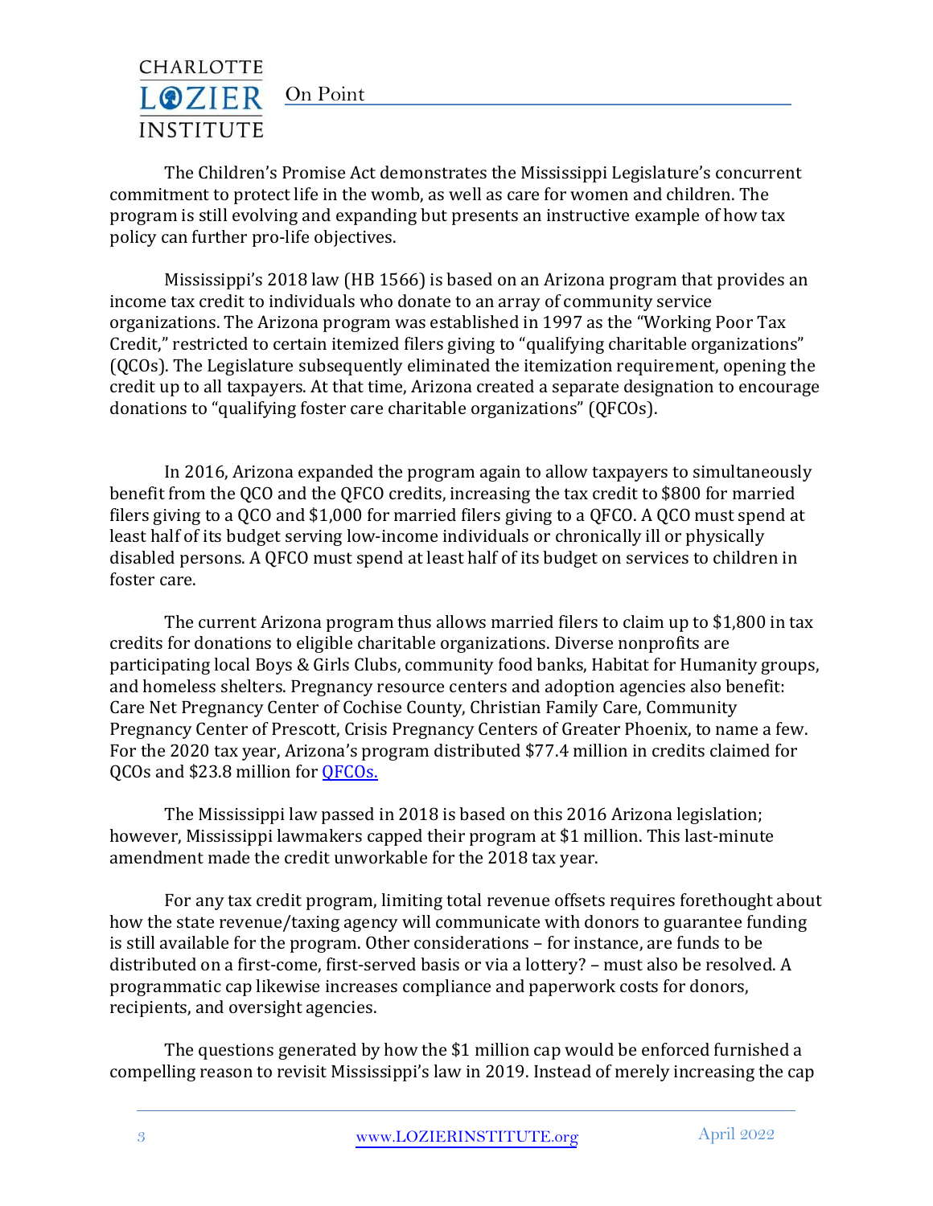The Children's Promise Act demonstrates the Mississippi Legislature's concurrent commitment to protect life in the womb, as well as care for women and children. The program is still evolving and expanding but presents an instructive example of how tax policy can further pro-life objectives.

Mississippi's 2018 law (HB 1566) is based on an Arizona program that provides an income tax credit to individuals who donate to an array of community service organizations. The Arizona program was established in 1997 as the "Working Poor Tax Credit," restricted to certain itemized filers giving to "qualifying charitable organizations" (QCOs). The Legislature subsequently eliminated the itemization requirement, opening the credit up to all taxpayers. At that time, Arizona created a separate designation to encourage donations to "qualifying foster care charitable organizations" (QFCOs).

In 2016, Arizona expanded the program again to allow taxpayers to simultaneously benefit from the QCO and the QFCO credits, increasing the tax credit to $800 for married filers giving to a QCO and $1,000 for married filers giving to a QFCO. A QCO must spend at least half of its budget serving low-income individuals or chronically ill or physically disabled persons. A QFCO must spend at least half of its budget on services to children in foster care.

The current Arizona program thus allows married filers to claim up to $1,800 in tax credits for donations to eligible charitable organizations. Diverse nonprofits are participating local Boys & Girls Clubs, community food banks, Habitat for Humanity groups, and homeless shelters. Pregnancy resource centers and adoption agencies also benefit: Care Net Pregnancy Center of Cochise County, Christian Family Care, Community Pregnancy Center of Prescott, Crisis Pregnancy Centers of Greater Phoenix, to name a few. For the 2020 tax year, Arizona's program distributed $77.4 million in credits claimed for QCOs and $23.8 million for QFCOs.

The Mississippi law passed in 2018 is based on this 2016 Arizona legislation; however, Mississippi lawmakers capped their program at $1 million. This last-minute amendment made the credit unworkable for the 2018 tax year.

For any tax credit program, limiting total revenue offsets requires forethought about how the state revenue/taxing agency will communicate with donors to guarantee funding is still available for the program. Other considerations – for instance, are funds to be distributed on a first-come, first-served basis or via a lottery? – must also be resolved. A programmatic cap likewise increases compliance and paperwork costs for donors, recipients, and oversight agencies.

The questions generated by how the $1 million cap would be enforced furnished a compelling reason to revisit Mississippi's law in 2019. Instead of merely increasing the cap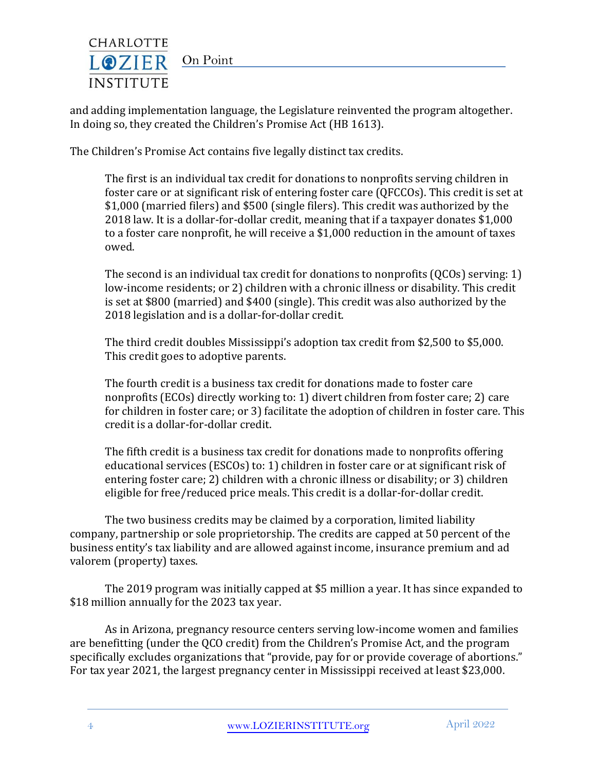and adding implementation language, the Legislature reinvented the program altogether. In doing so, they created the Children's Promise Act (HB 1613).

The Children's Promise Act contains five legally distinct tax credits.

> The first is an individual tax credit for donations to nonprofits serving children in foster care or at significant risk of entering foster care (QFCCOs). This credit is set at $1,000 (married filers) and $500 (single filers). This credit was authorized by the 2018 law. It is a dollar-for-dollar credit, meaning that if a taxpayer donates $1,000 to a foster care nonprofit, he will receive a $1,000 reduction in the amount of taxes owed.
>
> The second is an individual tax credit for donations to nonprofits (QCOs) serving: 1) low-income residents; or 2) children with a chronic illness or disability. This credit is set at $800 (married) and $400 (single). This credit was also authorized by the 2018 legislation and is a dollar-for-dollar credit.
>
> The third credit doubles Mississippi's adoption tax credit from $2,500 to $5,000. This credit goes to adoptive parents.
>
> The fourth credit is a business tax credit for donations made to foster care nonprofits (ECOs) directly working to: 1) divert children from foster care; 2) care for children in foster care; or 3) facilitate the adoption of children in foster care. This credit is a dollar-for-dollar credit.
>
> The fifth credit is a business tax credit for donations made to nonprofits offering educational services (ESCOs) to: 1) children in foster care or at significant risk of entering foster care; 2) children with a chronic illness or disability; or 3) children eligible for free/reduced price meals. This credit is a dollar-for-dollar credit.

The two business credits may be claimed by a corporation, limited liability company, partnership or sole proprietorship. The credits are capped at 50 percent of the business entity's tax liability and are allowed against income, insurance premium and ad valorem (property) taxes.

The 2019 program was initially capped at $5 million a year. It has since expanded to $18 million annually for the 2023 tax year.

As in Arizona, pregnancy resource centers serving low-income women and families are benefitting (under the QCO credit) from the Children's Promise Act, and the program specifically excludes organizations that "provide, pay for or provide coverage of abortions." For tax year 2021, the largest pregnancy center in Mississippi received at least $23,000.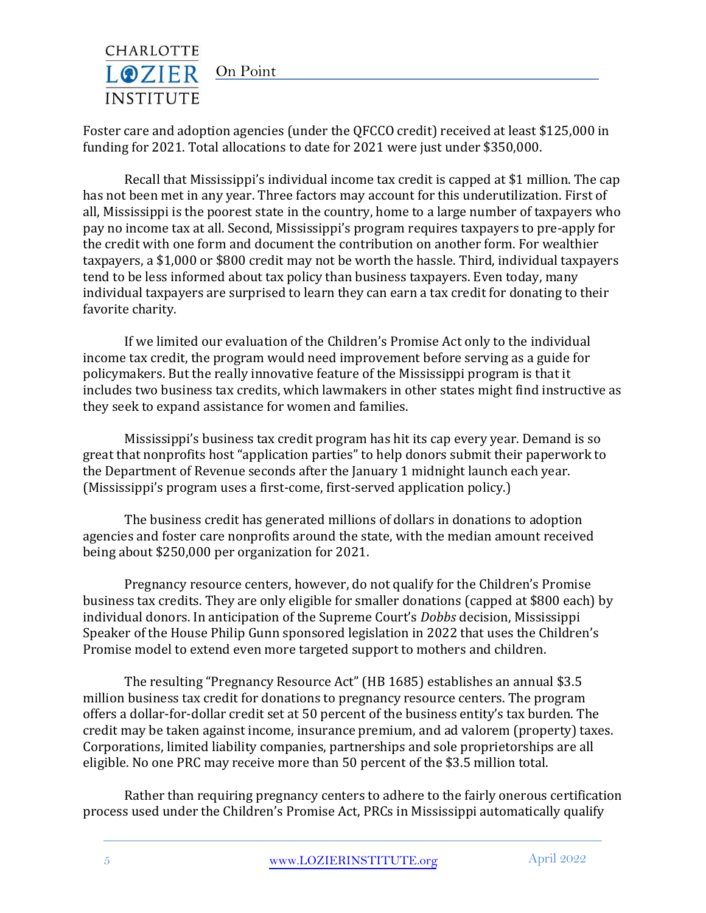Foster care and adoption agencies (under the QFCCO credit) received at least $125,000 in funding for 2021. Total allocations to date for 2021 were just under $350,000.

Recall that Mississippi's individual income tax credit is capped at $1 million. The cap has not been met in any year. Three factors may account for this underutilization. First of all, Mississippi is the poorest state in the country, home to a large number of taxpayers who pay no income tax at all. Second, Mississippi's program requires taxpayers to pre-apply for the credit with one form and document the contribution on another form. For wealthier taxpayers, a $1,000 or $800 credit may not be worth the hassle. Third, individual taxpayers tend to be less informed about tax policy than business taxpayers. Even today, many individual taxpayers are surprised to learn they can earn a tax credit for donating to their favorite charity.

If we limited our evaluation of the Children's Promise Act only to the individual income tax credit, the program would need improvement before serving as a guide for policymakers. But the really innovative feature of the Mississippi program is that it includes two business tax credits, which lawmakers in other states might find instructive as they seek to expand assistance for women and families.

Mississippi's business tax credit program has hit its cap every year. Demand is so great that nonprofits host "application parties" to help donors submit their paperwork to the Department of Revenue seconds after the January 1 midnight launch each year. (Mississippi's program uses a first-come, first-served application policy.)

The business credit has generated millions of dollars in donations to adoption agencies and foster care nonprofits around the state, with the median amount received being about $250,000 per organization for 2021.

Pregnancy resource centers, however, do not qualify for the Children's Promise business tax credits. They are only eligible for smaller donations (capped at $800 each) by individual donors. In anticipation of the Supreme Court's *Dobbs* decision, Mississippi Speaker of the House Philip Gunn sponsored legislation in 2022 that uses the Children's Promise model to extend even more targeted support to mothers and children.

The resulting "Pregnancy Resource Act" (HB 1685) establishes an annual $3.5 million business tax credit for donations to pregnancy resource centers. The program offers a dollar-for-dollar credit set at 50 percent of the business entity's tax burden. The credit may be taken against income, insurance premium, and ad valorem (property) taxes. Corporations, limited liability companies, partnerships and sole proprietorships are all eligible. No one PRC may receive more than 50 percent of the $3.5 million total.

Rather than requiring pregnancy centers to adhere to the fairly onerous certification process used under the Children's Promise Act, PRCs in Mississippi automatically qualify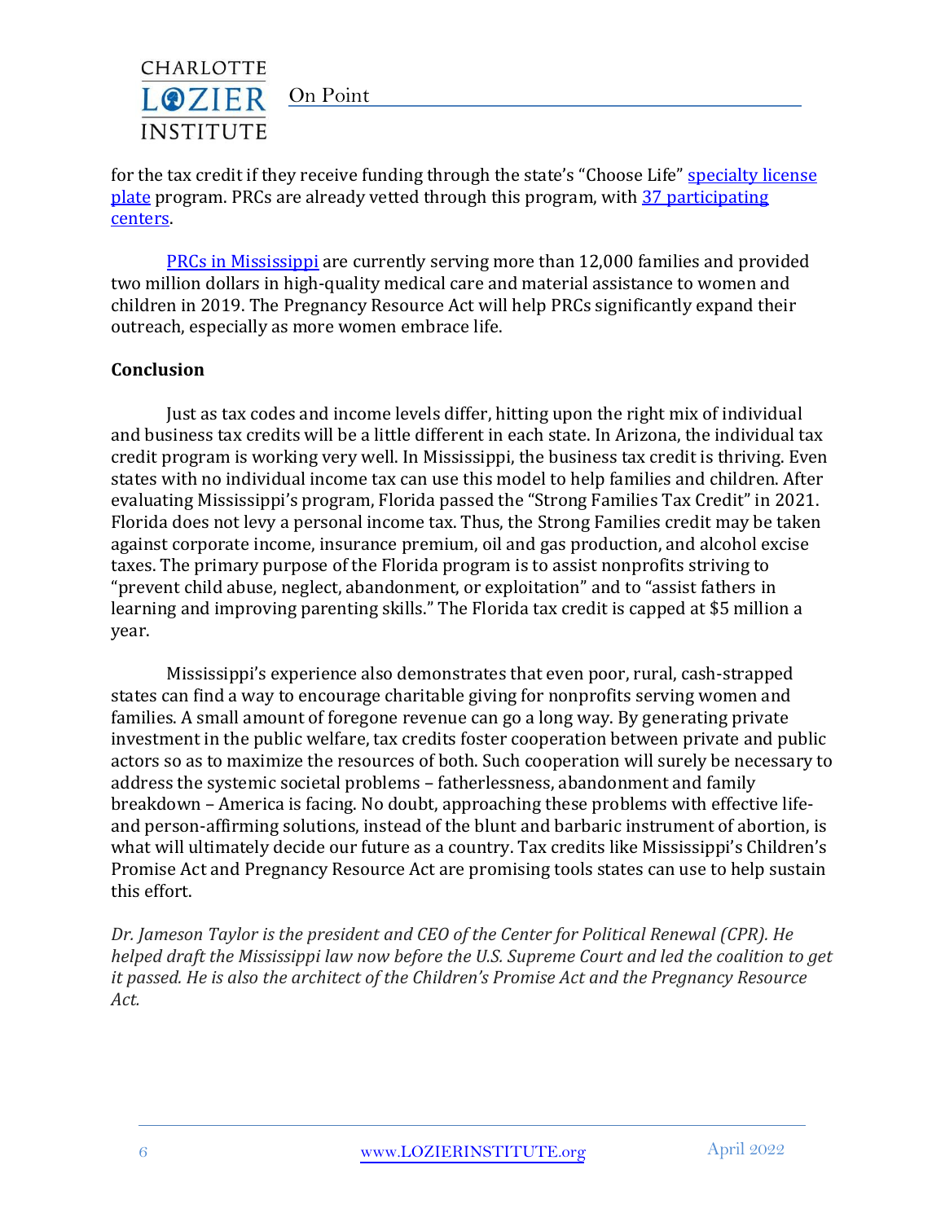for the tax credit if they receive funding through the state's "Choose Life" specialty license plate program. PRCs are already vetted through this program, with 37 participating centers.

PRCs in Mississippi are currently serving more than 12,000 families and provided two million dollars in high-quality medical care and material assistance to women and children in 2019. The Pregnancy Resource Act will help PRCs significantly expand their outreach, especially as more women embrace life.

**Conclusion**

Just as tax codes and income levels differ, hitting upon the right mix of individual and business tax credits will be a little different in each state. In Arizona, the individual tax credit program is working very well. In Mississippi, the business tax credit is thriving. Even states with no individual income tax can use this model to help families and children. After evaluating Mississippi's program, Florida passed the "Strong Families Tax Credit" in 2021. Florida does not levy a personal income tax. Thus, the Strong Families credit may be taken against corporate income, insurance premium, oil and gas production, and alcohol excise taxes. The primary purpose of the Florida program is to assist nonprofits striving to "prevent child abuse, neglect, abandonment, or exploitation" and to "assist fathers in learning and improving parenting skills." The Florida tax credit is capped at $5 million a year.

Mississippi's experience also demonstrates that even poor, rural, cash-strapped states can find a way to encourage charitable giving for nonprofits serving women and families. A small amount of foregone revenue can go a long way. By generating private investment in the public welfare, tax credits foster cooperation between private and public actors so as to maximize the resources of both. Such cooperation will surely be necessary to address the systemic societal problems – fatherlessness, abandonment and family breakdown – America is facing. No doubt, approaching these problems with effective life- and person-affirming solutions, instead of the blunt and barbaric instrument of abortion, is what will ultimately decide our future as a country. Tax credits like Mississippi's Children's Promise Act and Pregnancy Resource Act are promising tools states can use to help sustain this effort.

*Dr. Jameson Taylor is the president and CEO of the Center for Political Renewal (CPR). He helped draft the Mississippi law now before the U.S. Supreme Court and led the coalition to get it passed. He is also the architect of the Children's Promise Act and the Pregnancy Resource Act.*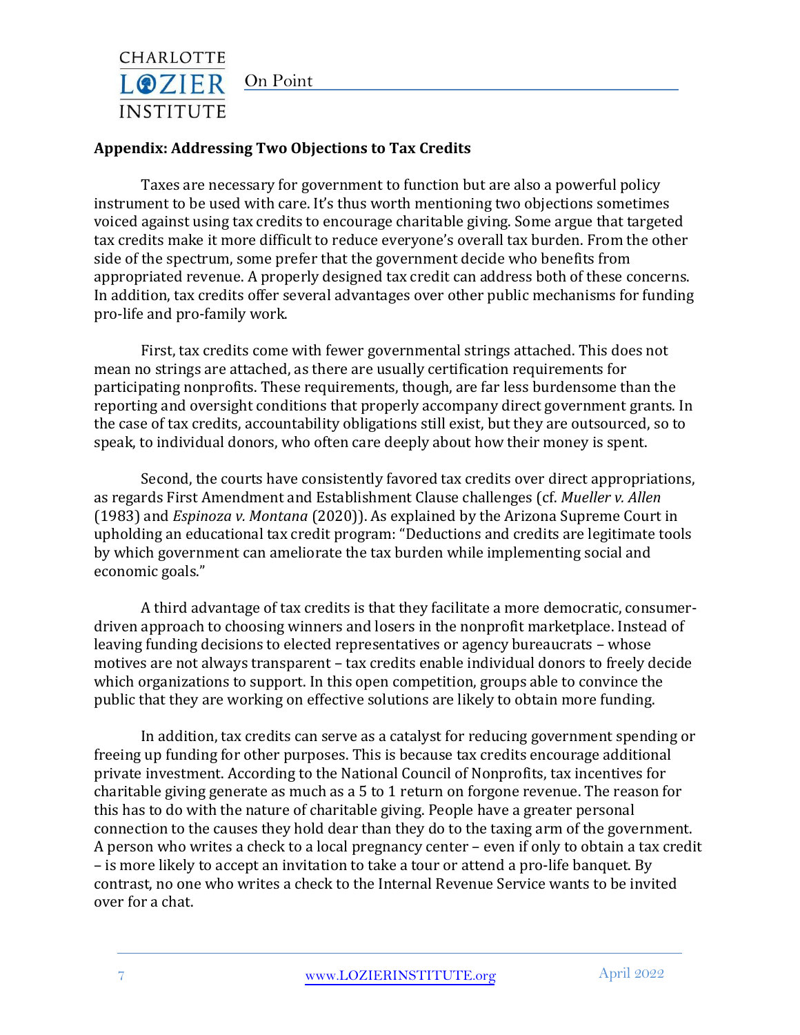## Appendix: Addressing Two Objections to Tax Credits

Taxes are necessary for government to function but are also a powerful policy instrument to be used with care. It's thus worth mentioning two objections sometimes voiced against using tax credits to encourage charitable giving. Some argue that targeted tax credits make it more difficult to reduce everyone's overall tax burden. From the other side of the spectrum, some prefer that the government decide who benefits from appropriated revenue. A properly designed tax credit can address both of these concerns. In addition, tax credits offer several advantages over other public mechanisms for funding pro-life and pro-family work.

First, tax credits come with fewer governmental strings attached. This does not mean no strings are attached, as there are usually certification requirements for participating nonprofits. These requirements, though, are far less burdensome than the reporting and oversight conditions that properly accompany direct government grants. In the case of tax credits, accountability obligations still exist, but they are outsourced, so to speak, to individual donors, who often care deeply about how their money is spent.

Second, the courts have consistently favored tax credits over direct appropriations, as regards First Amendment and Establishment Clause challenges (cf. *Mueller v. Allen* (1983) and *Espinoza v. Montana* (2020)). As explained by the Arizona Supreme Court in upholding an educational tax credit program: "Deductions and credits are legitimate tools by which government can ameliorate the tax burden while implementing social and economic goals."

A third advantage of tax credits is that they facilitate a more democratic, consumer-driven approach to choosing winners and losers in the nonprofit marketplace. Instead of leaving funding decisions to elected representatives or agency bureaucrats – whose motives are not always transparent – tax credits enable individual donors to freely decide which organizations to support. In this open competition, groups able to convince the public that they are working on effective solutions are likely to obtain more funding.

In addition, tax credits can serve as a catalyst for reducing government spending or freeing up funding for other purposes. This is because tax credits encourage additional private investment. According to the National Council of Nonprofits, tax incentives for charitable giving generate as much as a 5 to 1 return on forgone revenue. The reason for this has to do with the nature of charitable giving. People have a greater personal connection to the causes they hold dear than they do to the taxing arm of the government. A person who writes a check to a local pregnancy center – even if only to obtain a tax credit – is more likely to accept an invitation to take a tour or attend a pro-life banquet. By contrast, no one who writes a check to the Internal Revenue Service wants to be invited over for a chat.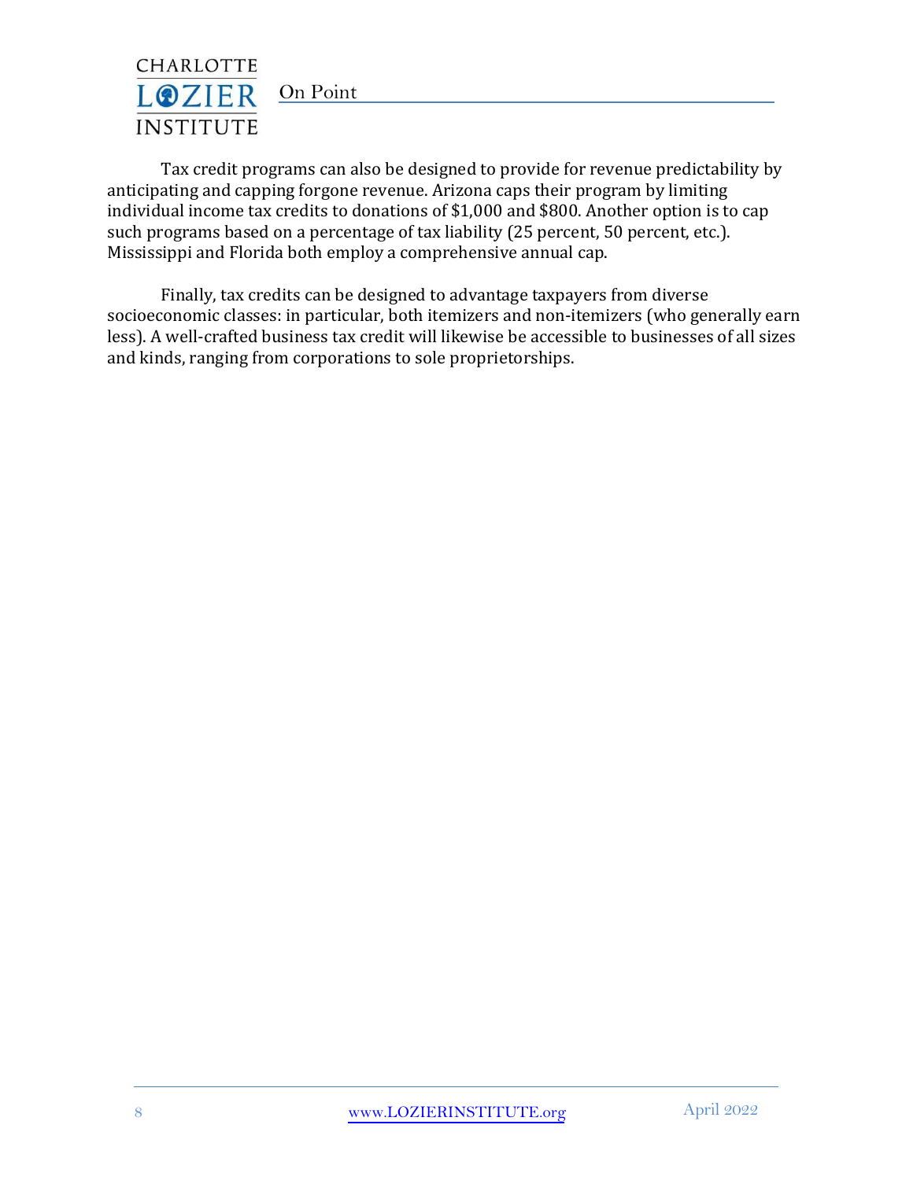Tax credit programs can also be designed to provide for revenue predictability by anticipating and capping forgone revenue. Arizona caps their program by limiting individual income tax credits to donations of $1,000 and $800. Another option is to cap such programs based on a percentage of tax liability (25 percent, 50 percent, etc.). Mississippi and Florida both employ a comprehensive annual cap.

Finally, tax credits can be designed to advantage taxpayers from diverse socioeconomic classes: in particular, both itemizers and non-itemizers (who generally earn less). A well-crafted business tax credit will likewise be accessible to businesses of all sizes and kinds, ranging from corporations to sole proprietorships.